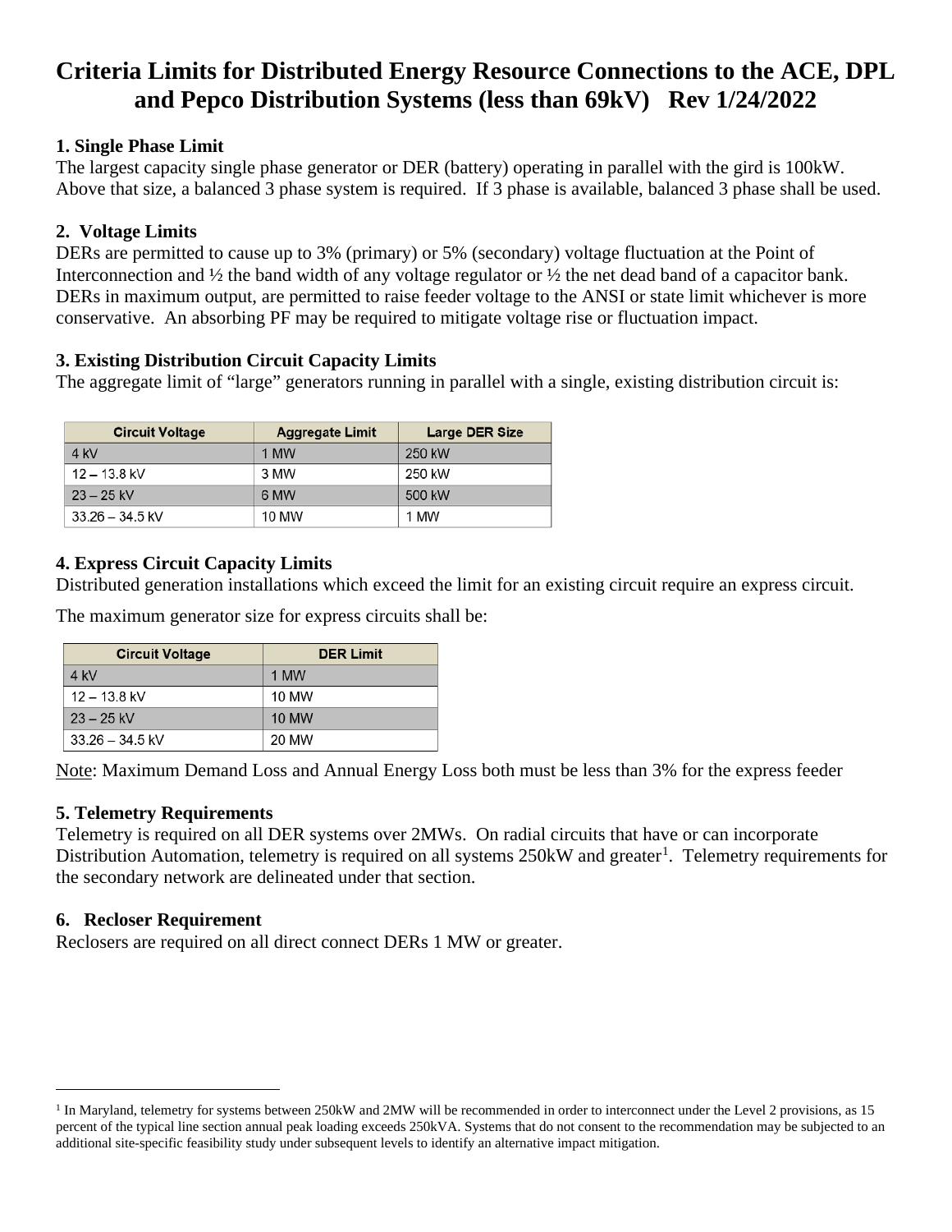# Criteria Limits for Distributed Energy Resource Connections to the ACE, DPL and Pepco Distribution Systems (less than 69kV)   Rev 1/24/2022

### 1. Single Phase Limit

The largest capacity single phase generator or DER (battery) operating in parallel with the gird is 100kW. Above that size, a balanced 3 phase system is required. If 3 phase is available, balanced 3 phase shall be used.

### 2. Voltage Limits

DERs are permitted to cause up to 3% (primary) or 5% (secondary) voltage fluctuation at the Point of Interconnection and ½ the band width of any voltage regulator or ½ the net dead band of a capacitor bank. DERs in maximum output, are permitted to raise feeder voltage to the ANSI or state limit whichever is more conservative. An absorbing PF may be required to mitigate voltage rise or fluctuation impact.

### 3. Existing Distribution Circuit Capacity Limits

The aggregate limit of "large" generators running in parallel with a single, existing distribution circuit is:

| Circuit Voltage | Aggregate Limit | Large DER Size |
|---|---|---|
| 4 kV | 1 MW | 250 kW |
| 12 – 13.8 kV | 3 MW | 250 kW |
| 23 – 25 kV | 6 MW | 500 kW |
| 33.26 – 34.5 kV | 10 MW | 1 MW |

### 4. Express Circuit Capacity Limits

Distributed generation installations which exceed the limit for an existing circuit require an express circuit.

The maximum generator size for express circuits shall be:

| Circuit Voltage | DER Limit |
|---|---|
| 4 kV | 1 MW |
| 12 – 13.8 kV | 10 MW |
| 23 – 25 kV | 10 MW |
| 33.26 – 34.5 kV | 20 MW |

Note: Maximum Demand Loss and Annual Energy Loss both must be less than 3% for the express feeder

### 5. Telemetry Requirements

Telemetry is required on all DER systems over 2MWs. On radial circuits that have or can incorporate Distribution Automation, telemetry is required on all systems 250kW and greater[1]. Telemetry requirements for the secondary network are delineated under that section.

### 6. Recloser Requirement

Reclosers are required on all direct connect DERs 1 MW or greater.

---

[1] In Maryland, telemetry for systems between 250kW and 2MW will be recommended in order to interconnect under the Level 2 provisions, as 15 percent of the typical line section annual peak loading exceeds 250kVA. Systems that do not consent to the recommendation may be subjected to an additional site-specific feasibility study under subsequent levels to identify an alternative impact mitigation.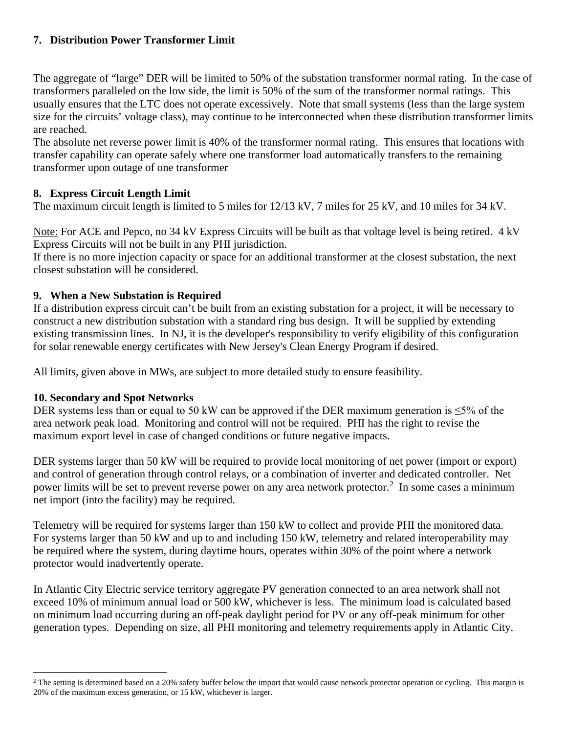### 7. Distribution Power Transformer Limit

The aggregate of “large” DER will be limited to 50% of the substation transformer normal rating. In the case of transformers paralleled on the low side, the limit is 50% of the sum of the transformer normal ratings. This usually ensures that the LTC does not operate excessively. Note that small systems (less than the large system size for the circuits’ voltage class), may continue to be interconnected when these distribution transformer limits are reached.
The absolute net reverse power limit is 40% of the transformer normal rating. This ensures that locations with transfer capability can operate safely where one transformer load automatically transfers to the remaining transformer upon outage of one transformer

### 8. Express Circuit Length Limit

The maximum circuit length is limited to 5 miles for 12/13 kV, 7 miles for 25 kV, and 10 miles for 34 kV.

Note: For ACE and Pepco, no 34 kV Express Circuits will be built as that voltage level is being retired. 4 kV Express Circuits will not be built in any PHI jurisdiction.
If there is no more injection capacity or space for an additional transformer at the closest substation, the next closest substation will be considered.

### 9. When a New Substation is Required

If a distribution express circuit can’t be built from an existing substation for a project, it will be necessary to construct a new distribution substation with a standard ring bus design. It will be supplied by extending existing transmission lines. In NJ, it is the developer's responsibility to verify eligibility of this configuration for solar renewable energy certificates with New Jersey's Clean Energy Program if desired.

All limits, given above in MWs, are subject to more detailed study to ensure feasibility.

### 10. Secondary and Spot Networks

DER systems less than or equal to 50 kW can be approved if the DER maximum generation is ≤5% of the area network peak load. Monitoring and control will not be required. PHI has the right to revise the maximum export level in case of changed conditions or future negative impacts.

DER systems larger than 50 kW will be required to provide local monitoring of net power (import or export) and control of generation through control relays, or a combination of inverter and dedicated controller. Net power limits will be set to prevent reverse power on any area network protector.[2] In some cases a minimum net import (into the facility) may be required.

Telemetry will be required for systems larger than 150 kW to collect and provide PHI the monitored data. For systems larger than 50 kW and up to and including 150 kW, telemetry and related interoperability may be required where the system, during daytime hours, operates within 30% of the point where a network protector would inadvertently operate.

In Atlantic City Electric service territory aggregate PV generation connected to an area network shall not exceed 10% of minimum annual load or 500 kW, whichever is less. The minimum load is calculated based on minimum load occurring during an off-peak daylight period for PV or any off-peak minimum for other generation types. Depending on size, all PHI monitoring and telemetry requirements apply in Atlantic City.

---

[2] The setting is determined based on a 20% safety buffer below the import that would cause network protector operation or cycling. This margin is 20% of the maximum excess generation, or 15 kW, whichever is larger.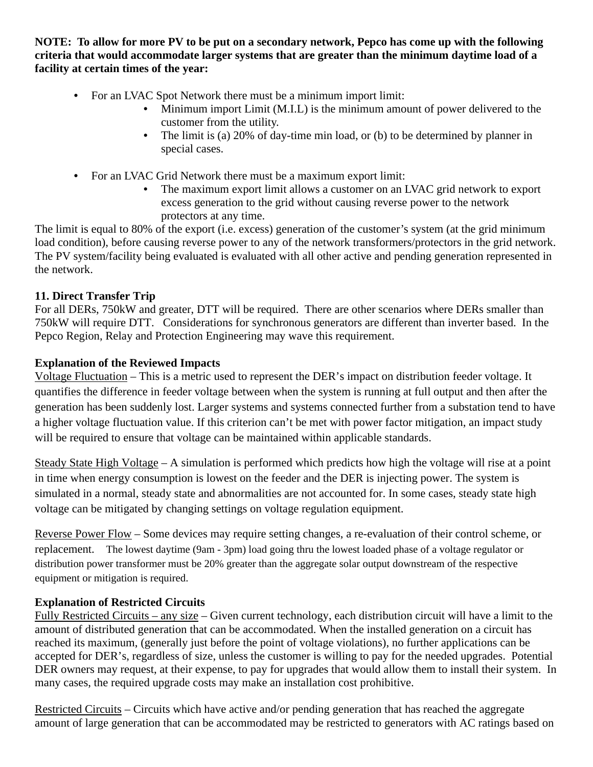**NOTE: To allow for more PV to be put on a secondary network, Pepco has come up with the following criteria that would accommodate larger systems that are greater than the minimum daytime load of a facility at certain times of the year:**

- For an LVAC Spot Network there must be a minimum import limit:
  - Minimum import Limit (M.I.L) is the minimum amount of power delivered to the customer from the utility.
  - The limit is (a) 20% of day-time min load, or (b) to be determined by planner in special cases.

- For an LVAC Grid Network there must be a maximum export limit:
  - The maximum export limit allows a customer on an LVAC grid network to export excess generation to the grid without causing reverse power to the network protectors at any time.

The limit is equal to 80% of the export (i.e. excess) generation of the customer's system (at the grid minimum load condition), before causing reverse power to any of the network transformers/protectors in the grid network. The PV system/facility being evaluated is evaluated with all other active and pending generation represented in the network.

**11. Direct Transfer Trip**

For all DERs, 750kW and greater, DTT will be required. There are other scenarios where DERs smaller than 750kW will require DTT. Considerations for synchronous generators are different than inverter based. In the Pepco Region, Relay and Protection Engineering may wave this requirement.

**Explanation of the Reviewed Impacts**

Voltage Fluctuation – This is a metric used to represent the DER's impact on distribution feeder voltage. It quantifies the difference in feeder voltage between when the system is running at full output and then after the generation has been suddenly lost. Larger systems and systems connected further from a substation tend to have a higher voltage fluctuation value. If this criterion can't be met with power factor mitigation, an impact study will be required to ensure that voltage can be maintained within applicable standards.

Steady State High Voltage – A simulation is performed which predicts how high the voltage will rise at a point in time when energy consumption is lowest on the feeder and the DER is injecting power. The system is simulated in a normal, steady state and abnormalities are not accounted for. In some cases, steady state high voltage can be mitigated by changing settings on voltage regulation equipment.

Reverse Power Flow – Some devices may require setting changes, a re-evaluation of their control scheme, or replacement. The lowest daytime (9am - 3pm) load going thru the lowest loaded phase of a voltage regulator or distribution power transformer must be 20% greater than the aggregate solar output downstream of the respective equipment or mitigation is required.

**Explanation of Restricted Circuits**

Fully Restricted Circuits – any size – Given current technology, each distribution circuit will have a limit to the amount of distributed generation that can be accommodated. When the installed generation on a circuit has reached its maximum, (generally just before the point of voltage violations), no further applications can be accepted for DER's, regardless of size, unless the customer is willing to pay for the needed upgrades. Potential DER owners may request, at their expense, to pay for upgrades that would allow them to install their system. In many cases, the required upgrade costs may make an installation cost prohibitive.

Restricted Circuits – Circuits which have active and/or pending generation that has reached the aggregate amount of large generation that can be accommodated may be restricted to generators with AC ratings based on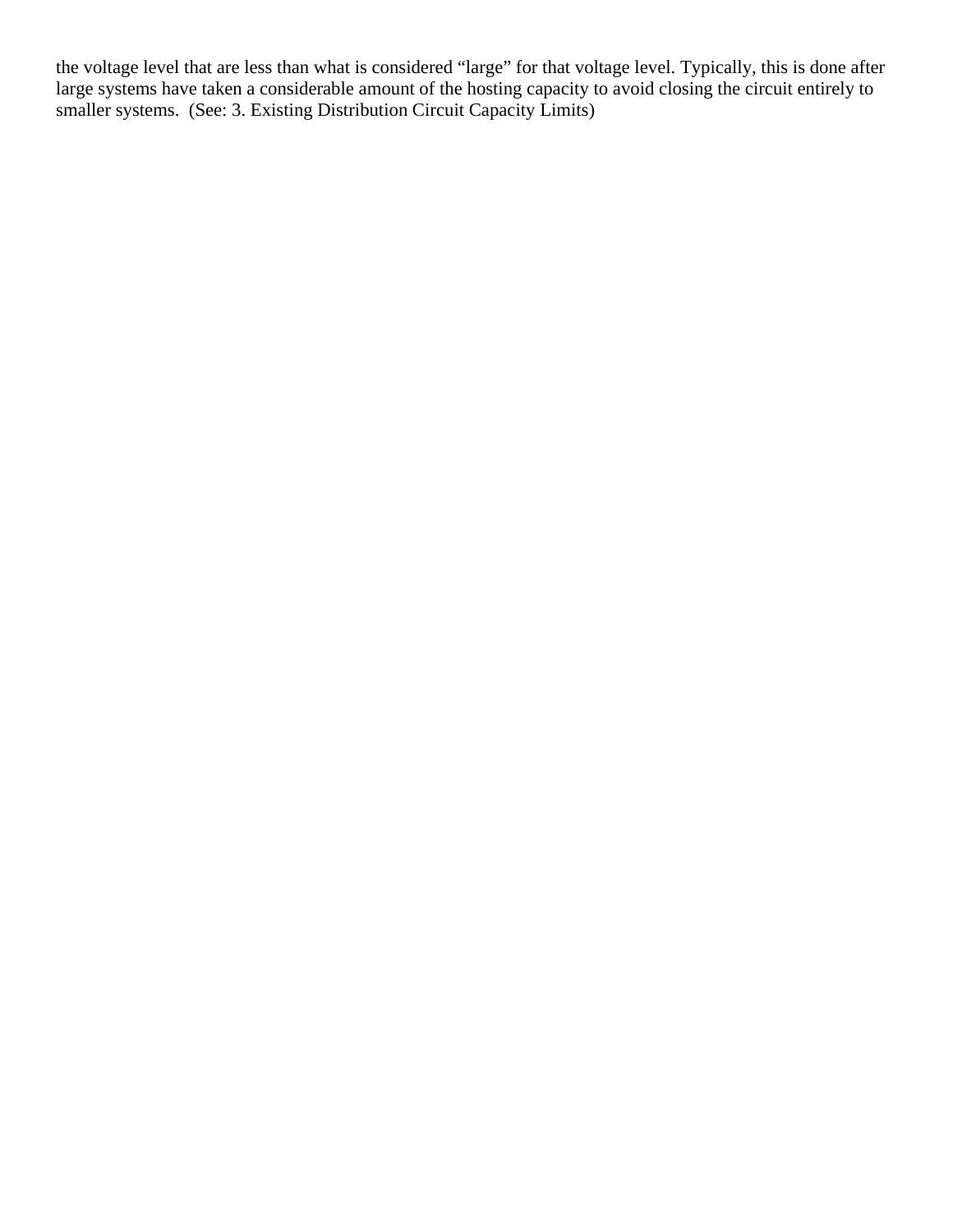the voltage level that are less than what is considered "large" for that voltage level. Typically, this is done after large systems have taken a considerable amount of the hosting capacity to avoid closing the circuit entirely to smaller systems. (See: 3. Existing Distribution Circuit Capacity Limits)